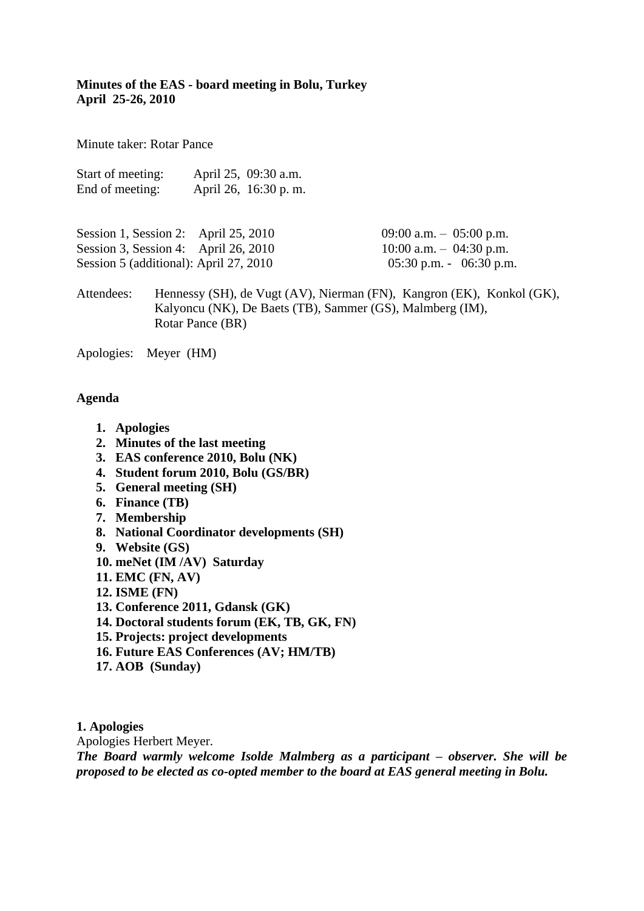**Minutes of the EAS - board meeting in Bolu, Turkey**
**April 25-26, 2010**

Minute taker: Rotar Pance

Start of meeting: April 25, 09:30 a.m.
End of meeting: April 26, 16:30 p. m.

Session 1, Session 2: April 25, 2010 09:00 a.m. – 05:00 p.m.
Session 3, Session 4: April 26, 2010 10:00 a.m. – 04:30 p.m.
Session 5 (additional): April 27, 2010 05:30 p.m. - 06:30 p.m.

Attendees: Hennessy (SH), de Vugt (AV), Nierman (FN), Kangron (EK), Konkol (GK), Kalyoncu (NK), De Baets (TB), Sammer (GS), Malmberg (IM), Rotar Pance (BR)

Apologies: Meyer (HM)

**Agenda**

1. **Apologies**
2. **Minutes of the last meeting**
3. **EAS conference 2010, Bolu (NK)**
4. **Student forum 2010, Bolu (GS/BR)**
5. **General meeting (SH)**
6. **Finance (TB)**
7. **Membership**
8. **National Coordinator developments (SH)**
9. **Website (GS)**
10. **meNet (IM /AV) Saturday**
11. **EMC (FN, AV)**
12. **ISME (FN)**
13. **Conference 2011, Gdansk (GK)**
14. **Doctoral students forum (EK, TB, GK, FN)**
15. **Projects: project developments**
16. **Future EAS Conferences (AV; HM/TB)**
17. **AOB (Sunday)**

**1. Apologies**

Apologies Herbert Meyer.

***The Board warmly welcome Isolde Malmberg as a participant – observer. She will be proposed to be elected as co-opted member to the board at EAS general meeting in Bolu.***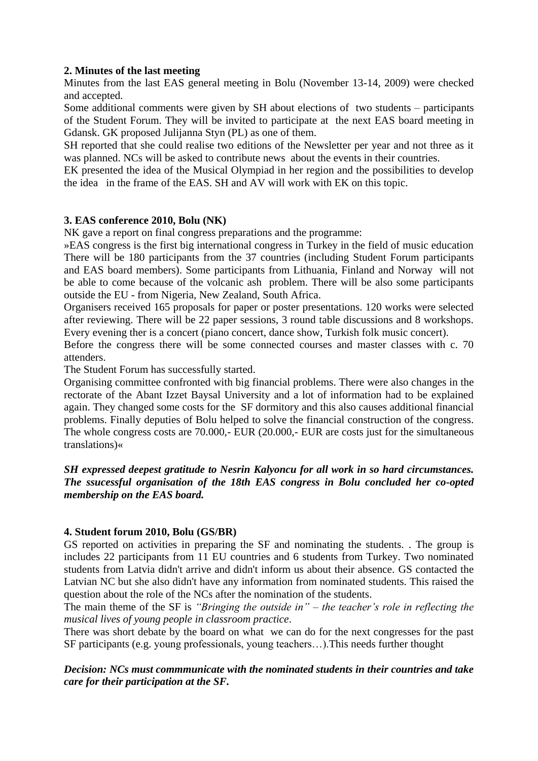**2. Minutes of the last meeting**

Minutes from the last EAS general meeting in Bolu (November 13-14, 2009) were checked and accepted.

Some additional comments were given by SH about elections of two students – participants of the Student Forum. They will be invited to participate at the next EAS board meeting in Gdansk. GK proposed Julijanna Styn (PL) as one of them.

SH reported that she could realise two editions of the Newsletter per year and not three as it was planned. NCs will be asked to contribute news about the events in their countries.

EK presented the idea of the Musical Olympiad in her region and the possibilities to develop the idea in the frame of the EAS. SH and AV will work with EK on this topic.

**3. EAS conference 2010, Bolu (NK)**

NK gave a report on final congress preparations and the programme:

»EAS congress is the first big international congress in Turkey in the field of music education There will be 180 participants from the 37 countries (including Student Forum participants and EAS board members). Some participants from Lithuania, Finland and Norway will not be able to come because of the volcanic ash problem. There will be also some participants outside the EU - from Nigeria, New Zealand, South Africa.

Organisers received 165 proposals for paper or poster presentations. 120 works were selected after reviewing. There will be 22 paper sessions, 3 round table discussions and 8 workshops. Every evening ther is a concert (piano concert, dance show, Turkish folk music concert).

Before the congress there will be some connected courses and master classes with c. 70 attenders.

The Student Forum has successfully started.

Organising committee confronted with big financial problems. There were also changes in the rectorate of the Abant Izzet Baysal University and a lot of information had to be explained again. They changed some costs for the SF dormitory and this also causes additional financial problems. Finally deputies of Bolu helped to solve the financial construction of the congress. The whole congress costs are 70.000,- EUR (20.000,- EUR are costs just for the simultaneous translations)«

***SH expressed deepest gratitude to Nesrin Kalyoncu for all work in so hard circumstances. The ssucessful organisation of the 18th EAS congress in Bolu concluded her co-opted membership on the EAS board.***

**4. Student forum 2010, Bolu (GS/BR)**

GS reported on activities in preparing the SF and nominating the students. . The group is includes 22 participants from 11 EU countries and 6 students from Turkey. Two nominated students from Latvia didn't arrive and didn't inform us about their absence. GS contacted the Latvian NC but she also didn't have any information from nominated students. This raised the question about the role of the NCs after the nomination of the students.

The main theme of the SF is *"Bringing the outside in" – the teacher's role in reflecting the musical lives of young people in classroom practice*.

There was short debate by the board on what we can do for the next congresses for the past SF participants (e.g. young professionals, young teachers…).This needs further thought

***Decision: NCs must commmunicate with the nominated students in their countries and take care for their participation at the SF.***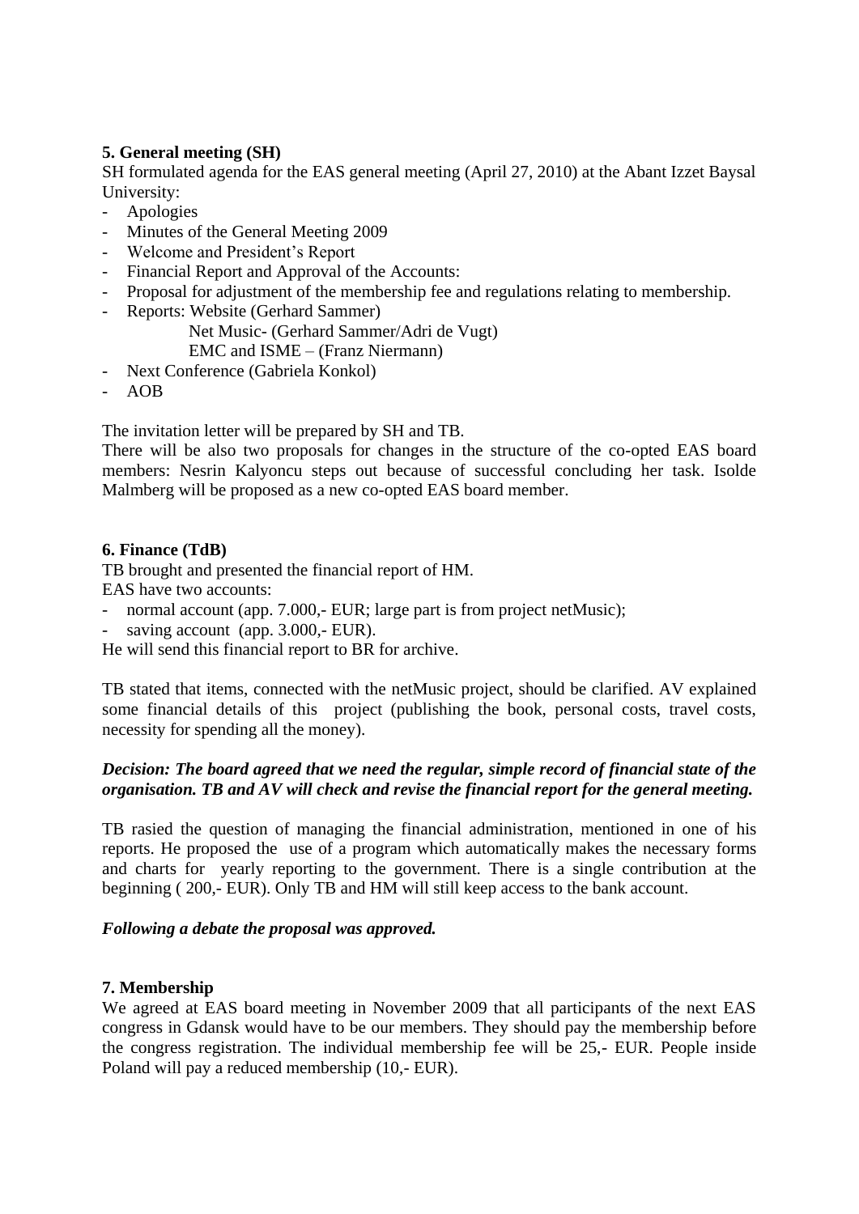**5. General meeting (SH)**

SH formulated agenda for the EAS general meeting (April 27, 2010) at the Abant Izzet Baysal University:

- Apologies
- Minutes of the General Meeting 2009
- Welcome and President's Report
- Financial Report and Approval of the Accounts:
- Proposal for adjustment of the membership fee and regulations relating to membership.
- Reports: Website (Gerhard Sammer)
  Net Music- (Gerhard Sammer/Adri de Vugt)
  EMC and ISME – (Franz Niermann)
- Next Conference (Gabriela Konkol)
- AOB

The invitation letter will be prepared by SH and TB.
There will be also two proposals for changes in the structure of the co-opted EAS board members: Nesrin Kalyoncu steps out because of successful concluding her task. Isolde Malmberg will be proposed as a new co-opted EAS board member.

**6. Finance (TdB)**

TB brought and presented the financial report of HM.
EAS have two accounts:

- normal account (app. 7.000,- EUR; large part is from project netMusic);
- saving account (app. 3.000,- EUR).

He will send this financial report to BR for archive.

TB stated that items, connected with the netMusic project, should be clarified. AV explained some financial details of this project (publishing the book, personal costs, travel costs, necessity for spending all the money).

***Decision: The board agreed that we need the regular, simple record of financial state of the organisation. TB and AV will check and revise the financial report for the general meeting.***

TB rasied the question of managing the financial administration, mentioned in one of his reports. He proposed the use of a program which automatically makes the necessary forms and charts for yearly reporting to the government. There is a single contribution at the beginning ( 200,- EUR). Only TB and HM will still keep access to the bank account.

***Following a debate the proposal was approved.***

**7. Membership**

We agreed at EAS board meeting in November 2009 that all participants of the next EAS congress in Gdansk would have to be our members. They should pay the membership before the congress registration. The individual membership fee will be 25,- EUR. People inside Poland will pay a reduced membership (10,- EUR).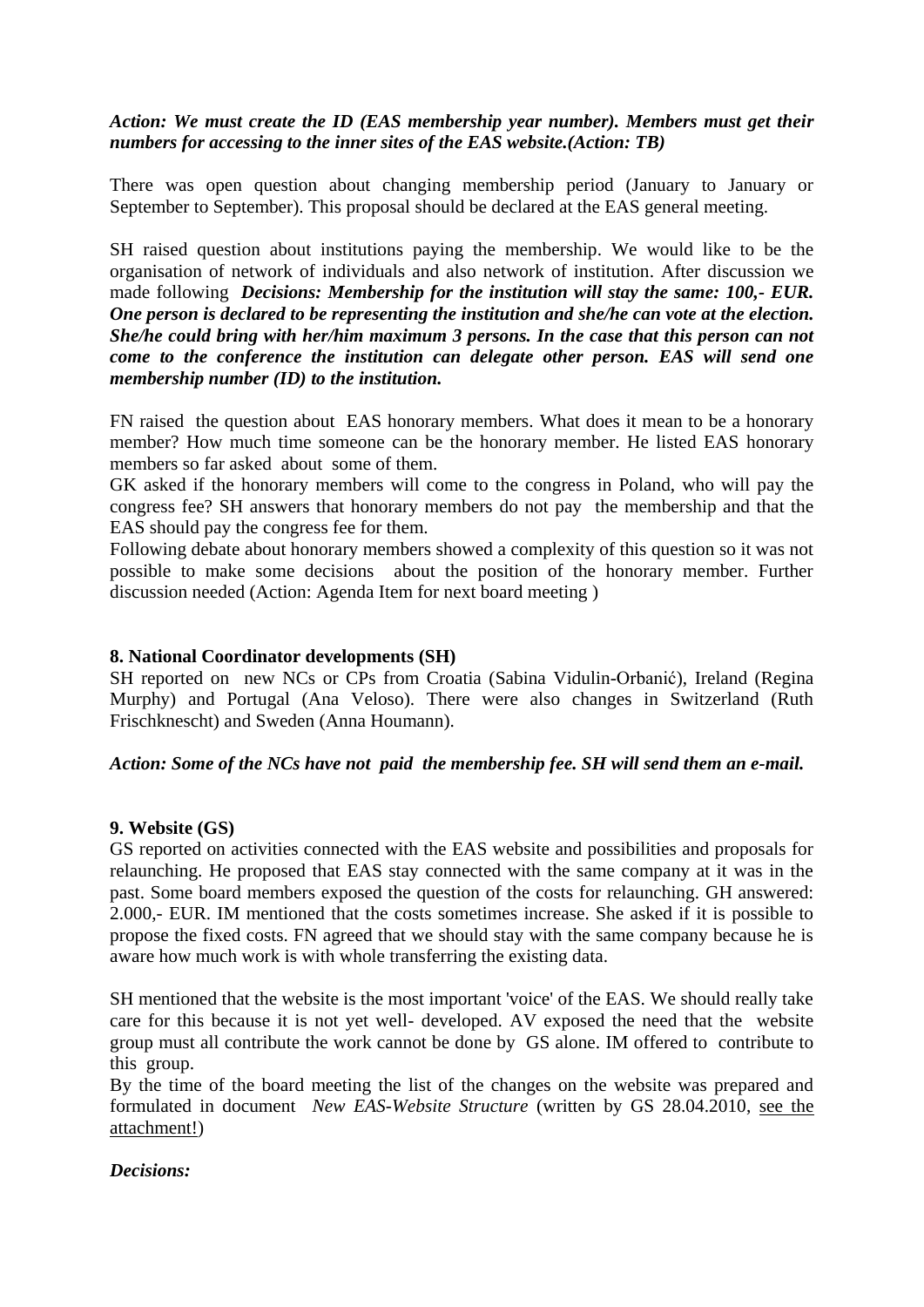***Action: We must create the ID (EAS membership year number). Members must get their numbers for accessing to the inner sites of the EAS website.(Action: TB)***

There was open question about changing membership period (January to January or September to September). This proposal should be declared at the EAS general meeting.

SH raised question about institutions paying the membership. We would like to be the organisation of network of individuals and also network of institution. After discussion we made following ***Decisions: Membership for the institution will stay the same: 100,- EUR. One person is declared to be representing the institution and she/he can vote at the election. She/he could bring with her/him maximum 3 persons. In the case that this person can not come to the conference the institution can delegate other person. EAS will send one membership number (ID) to the institution.***

FN raised the question about EAS honorary members. What does it mean to be a honorary member? How much time someone can be the honorary member. He listed EAS honorary members so far asked about some of them.

GK asked if the honorary members will come to the congress in Poland, who will pay the congress fee? SH answers that honorary members do not pay the membership and that the EAS should pay the congress fee for them.

Following debate about honorary members showed a complexity of this question so it was not possible to make some decisions about the position of the honorary member. Further discussion needed (Action: Agenda Item for next board meeting )

**8. National Coordinator developments (SH)**

SH reported on new NCs or CPs from Croatia (Sabina Vidulin-Orbanić), Ireland (Regina Murphy) and Portugal (Ana Veloso). There were also changes in Switzerland (Ruth Frischknescht) and Sweden (Anna Houmann).

***Action: Some of the NCs have not paid the membership fee. SH will send them an e-mail.***

**9. Website (GS)**

GS reported on activities connected with the EAS website and possibilities and proposals for relaunching. He proposed that EAS stay connected with the same company at it was in the past. Some board members exposed the question of the costs for relaunching. GH answered: 2.000,- EUR. IM mentioned that the costs sometimes increase. She asked if it is possible to propose the fixed costs. FN agreed that we should stay with the same company because he is aware how much work is with whole transferring the existing data.

SH mentioned that the website is the most important 'voice' of the EAS. We should really take care for this because it is not yet well- developed. AV exposed the need that the website group must all contribute the work cannot be done by GS alone. IM offered to contribute to this group.

By the time of the board meeting the list of the changes on the website was prepared and formulated in document *New EAS-Website Structure* (written by GS 28.04.2010, see the attachment!)

***Decisions:***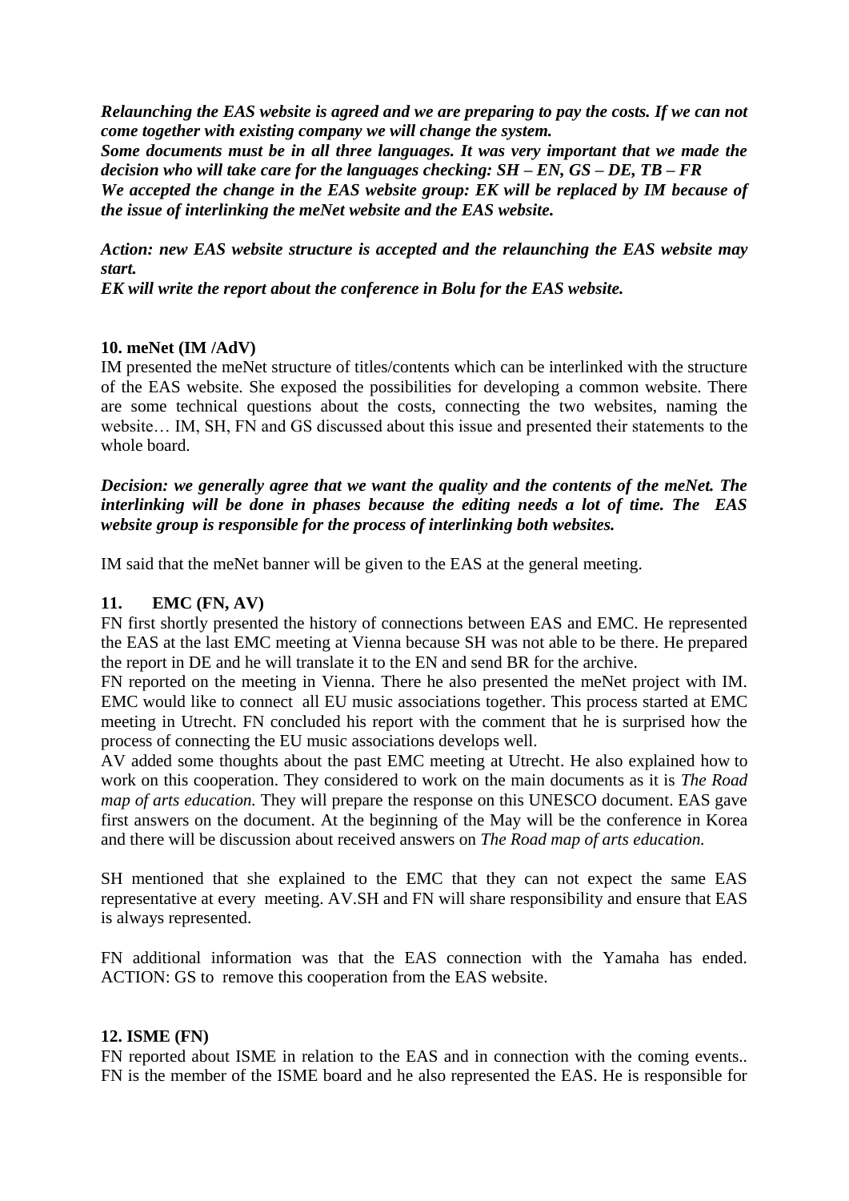***Relaunching the EAS website is agreed and we are preparing to pay the costs. If we can not come together with existing company we will change the system.***
***Some documents must be in all three languages. It was very important that we made the decision who will take care for the languages checking: SH – EN, GS – DE, TB – FR***
***We accepted the change in the EAS website group: EK will be replaced by IM because of the issue of interlinking the meNet website and the EAS website.***

***Action: new EAS website structure is accepted and the relaunching the EAS website may start.***
***EK will write the report about the conference in Bolu for the EAS website.***

**10. meNet (IM /AdV)**

IM presented the meNet structure of titles/contents which can be interlinked with the structure of the EAS website. She exposed the possibilities for developing a common website. There are some technical questions about the costs, connecting the two websites, naming the website… IM, SH, FN and GS discussed about this issue and presented their statements to the whole board.

***Decision: we generally agree that we want the quality and the contents of the meNet. The interlinking will be done in phases because the editing needs a lot of time. The EAS website group is responsible for the process of interlinking both websites.***

IM said that the meNet banner will be given to the EAS at the general meeting.

**11. EMC (FN, AV)**

FN first shortly presented the history of connections between EAS and EMC. He represented the EAS at the last EMC meeting at Vienna because SH was not able to be there. He prepared the report in DE and he will translate it to the EN and send BR for the archive.
FN reported on the meeting in Vienna. There he also presented the meNet project with IM. EMC would like to connect all EU music associations together. This process started at EMC meeting in Utrecht. FN concluded his report with the comment that he is surprised how the process of connecting the EU music associations develops well.
AV added some thoughts about the past EMC meeting at Utrecht. He also explained how to work on this cooperation. They considered to work on the main documents as it is *The Road map of arts education.* They will prepare the response on this UNESCO document. EAS gave first answers on the document. At the beginning of the May will be the conference in Korea and there will be discussion about received answers on *The Road map of arts education.*

SH mentioned that she explained to the EMC that they can not expect the same EAS representative at every meeting. AV.SH and FN will share responsibility and ensure that EAS is always represented.

FN additional information was that the EAS connection with the Yamaha has ended. ACTION: GS to remove this cooperation from the EAS website.

**12. ISME (FN)**

FN reported about ISME in relation to the EAS and in connection with the coming events.. FN is the member of the ISME board and he also represented the EAS. He is responsible for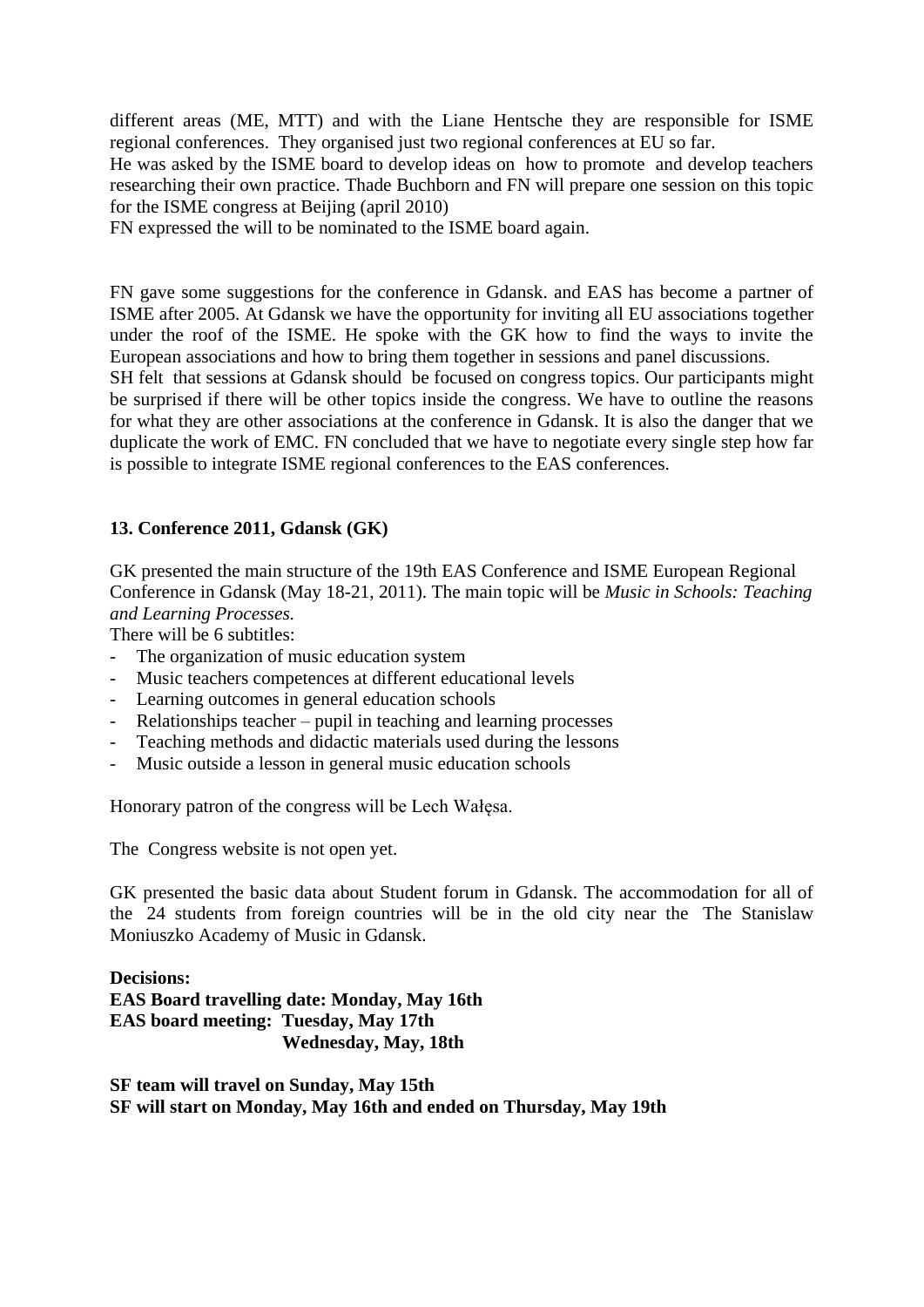different areas (ME, MTT) and with the Liane Hentsche they are responsible for ISME regional conferences. They organised just two regional conferences at EU so far.
He was asked by the ISME board to develop ideas on how to promote and develop teachers researching their own practice. Thade Buchborn and FN will prepare one session on this topic for the ISME congress at Beijing (april 2010)
FN expressed the will to be nominated to the ISME board again.

FN gave some suggestions for the conference in Gdansk. and EAS has become a partner of ISME after 2005. At Gdansk we have the opportunity for inviting all EU associations together under the roof of the ISME. He spoke with the GK how to find the ways to invite the European associations and how to bring them together in sessions and panel discussions.
SH felt that sessions at Gdansk should be focused on congress topics. Our participants might be surprised if there will be other topics inside the congress. We have to outline the reasons for what they are other associations at the conference in Gdansk. It is also the danger that we duplicate the work of EMC. FN concluded that we have to negotiate every single step how far is possible to integrate ISME regional conferences to the EAS conferences.

**13. Conference 2011, Gdansk (GK)**

GK presented the main structure of the 19th EAS Conference and ISME European Regional Conference in Gdansk (May 18-21, 2011). The main topic will be *Music in Schools: Teaching and Learning Processes.*
There will be 6 subtitles:

- The organization of music education system
- Music teachers competences at different educational levels
- Learning outcomes in general education schools
- Relationships teacher – pupil in teaching and learning processes
- Teaching methods and didactic materials used during the lessons
- Music outside a lesson in general music education schools

Honorary patron of the congress will be Lech Wałęsa.

The Congress website is not open yet.

GK presented the basic data about Student forum in Gdansk. The accommodation for all of the 24 students from foreign countries will be in the old city near the The Stanislaw Moniuszko Academy of Music in Gdansk.

**Decisions:**
**EAS Board travelling date: Monday, May 16th**
**EAS board meeting: Tuesday, May 17th**
**Wednesday, May, 18th**

**SF team will travel on Sunday, May 15th**
**SF will start on Monday, May 16th and ended on Thursday, May 19th**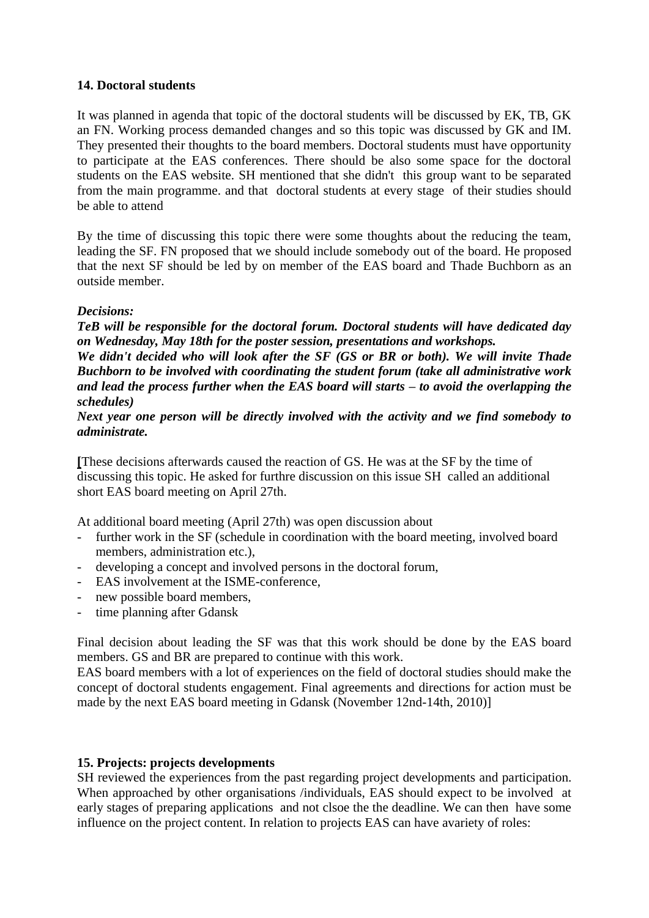**14. Doctoral students**

It was planned in agenda that topic of the doctoral students will be discussed by EK, TB, GK an FN. Working process demanded changes and so this topic was discussed by GK and IM. They presented their thoughts to the board members. Doctoral students must have opportunity to participate at the EAS conferences. There should be also some space for the doctoral students on the EAS website. SH mentioned that she didn't  this group want to be separated from the main programme. and that  doctoral students at every stage  of their studies should be able to attend

By the time of discussing this topic there were some thoughts about the reducing the team, leading the SF. FN proposed that we should include somebody out of the board. He proposed that the next SF should be led by on member of the EAS board and Thade Buchborn as an outside member.

***Decisions:***
***TeB will be responsible for the doctoral forum. Doctoral students will have dedicated day on Wednesday, May 18th for the poster session, presentations and workshops.***
***We didn't decided who will look after the SF (GS or BR or both). We will invite Thade Buchborn to be involved with coordinating the student forum (take all administrative work and lead the process further when the EAS board will starts – to avoid the overlapping the schedules)***
***Next year one person will be directly involved with the activity and we find somebody to administrate.***

[These decisions afterwards caused the reaction of GS. He was at the SF by the time of discussing this topic. He asked for furthre discussion on this issue SH  called an additional short EAS board meeting on April 27th.

At additional board meeting (April 27th) was open discussion about
- further work in the SF (schedule in coordination with the board meeting, involved board members, administration etc.),
- developing a concept and involved persons in the doctoral forum,
- EAS involvement at the ISME-conference,
- new possible board members,
- time planning after Gdansk

Final decision about leading the SF was that this work should be done by the EAS board members. GS and BR are prepared to continue with this work.
EAS board members with a lot of experiences on the field of doctoral studies should make the concept of doctoral students engagement. Final agreements and directions for action must be made by the next EAS board meeting in Gdansk (November 12nd-14th, 2010)]

**15. Projects: projects developments**
SH reviewed the experiences from the past regarding project developments and participation. When approached by other organisations /individuals, EAS should expect to be involved  at early stages of preparing applications  and not clsoe the the deadline. We can then  have some influence on the project content. In relation to projects EAS can have avariety of roles: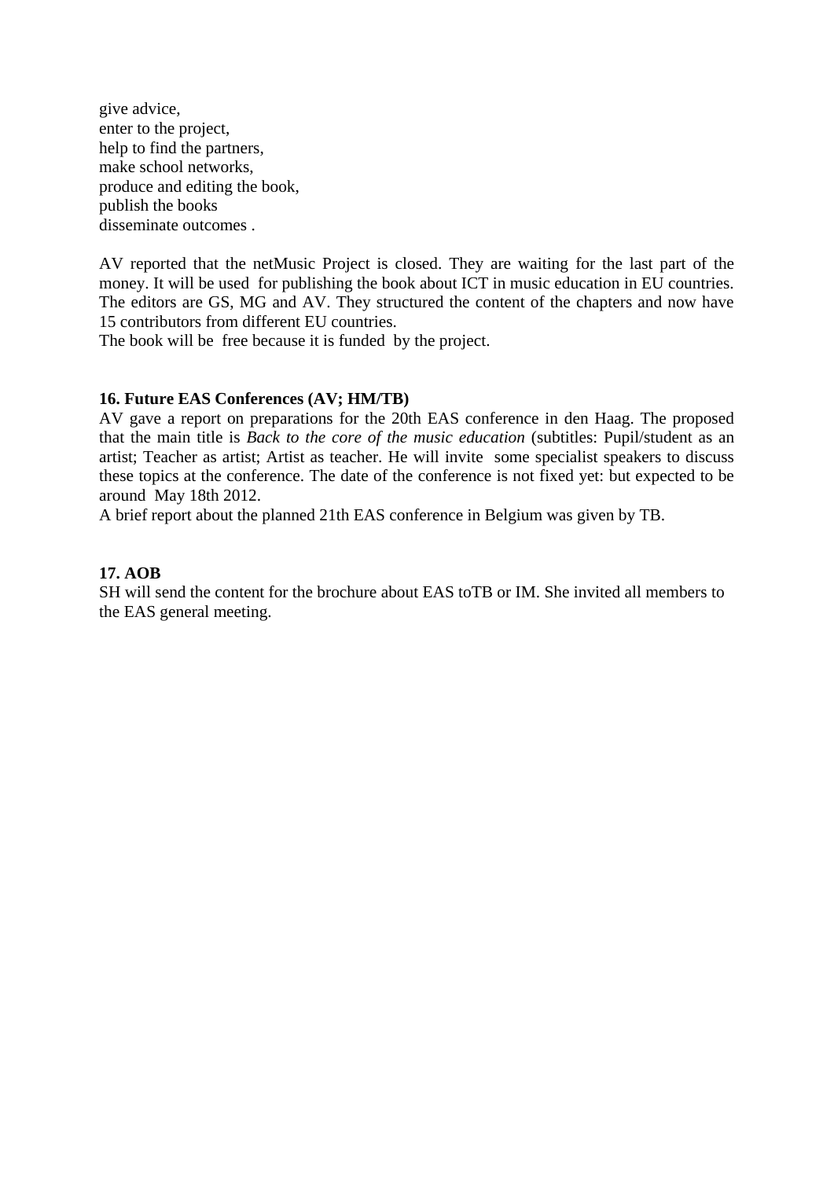give advice,
enter to the project,
help to find the partners,
make school networks,
produce and editing the book,
publish the books
disseminate outcomes .

AV reported that the netMusic Project is closed. They are waiting for the last part of the money. It will be used for publishing the book about ICT in music education in EU countries. The editors are GS, MG and AV. They structured the content of the chapters and now have 15 contributors from different EU countries.
The book will be free because it is funded by the project.

**16. Future EAS Conferences (AV; HM/TB)**

AV gave a report on preparations for the 20th EAS conference in den Haag. The proposed that the main title is *Back to the core of the music education* (subtitles: Pupil/student as an artist; Teacher as artist; Artist as teacher. He will invite some specialist speakers to discuss these topics at the conference. The date of the conference is not fixed yet: but expected to be around May 18th 2012.
A brief report about the planned 21th EAS conference in Belgium was given by TB.

**17. AOB**

SH will send the content for the brochure about EAS toTB or IM. She invited all members to the EAS general meeting.